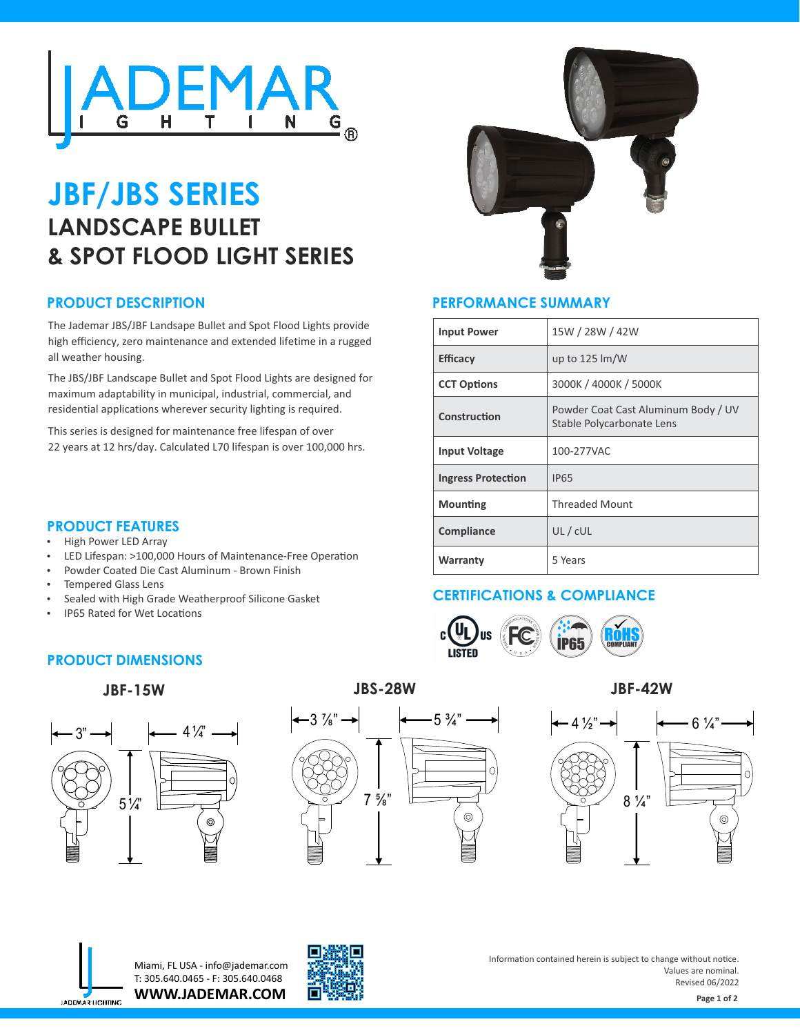# JBF/JBS SERIES

## LANDSCAPE BULLET & SPOT FLOOD LIGHT SERIES

### PRODUCT DESCRIPTION

The Jademar JBS/JBF Landsape Bullet and Spot Flood Lights provide high efficiency, zero maintenance and extended lifetime in a rugged all weather housing.

The JBS/JBF Landscape Bullet and Spot Flood Lights are designed for maximum adaptability in municipal, industrial, commercial, and residential applications wherever security lighting is required.

This series is designed for maintenance free lifespan of over 22 years at 12 hrs/day. Calculated L70 lifespan is over 100,000 hrs.

### PRODUCT FEATURES

- High Power LED Array
- LED Lifespan: >100,000 Hours of Maintenance-Free Operation
- Powder Coated Die Cast Aluminum - Brown Finish
- Tempered Glass Lens
- Sealed with High Grade Weatherproof Silicone Gasket
- IP65 Rated for Wet Locations

### PERFORMANCE SUMMARY

| | |
|---|---|
| **Input Power** | 15W / 28W / 42W |
| **Efficacy** | up to 125 lm/W |
| **CCT Options** | 3000K / 4000K / 5000K |
| **Construction** | Powder Coat Cast Aluminum Body / UV Stable Polycarbonate Lens |
| **Input Voltage** | 100-277VAC |
| **Ingress Protection** | IP65 |
| **Mounting** | Threaded Mount |
| **Compliance** | UL / cUL |
| **Warranty** | 5 Years |

### CERTIFICATIONS & COMPLIANCE

c UL us LISTED · FC · IP65 · RoHS COMPLIANT

### PRODUCT DIMENSIONS

**JBF-15W**: 3" × 4 ¼" × 5 ¼"

**JBS-28W**: 3 ⅞" × 5 ¾" × 7 ⅝"

**JBF-42W**: 4 ½" × 6 ¼" × 8 ¼"

Miami, FL USA - info@jademar.com
T: 305.640.0465 - F: 305.640.0468
**WWW.JADEMAR.COM**

Information contained herein is subject to change without notice.
Values are nominal.
Revised 06/2022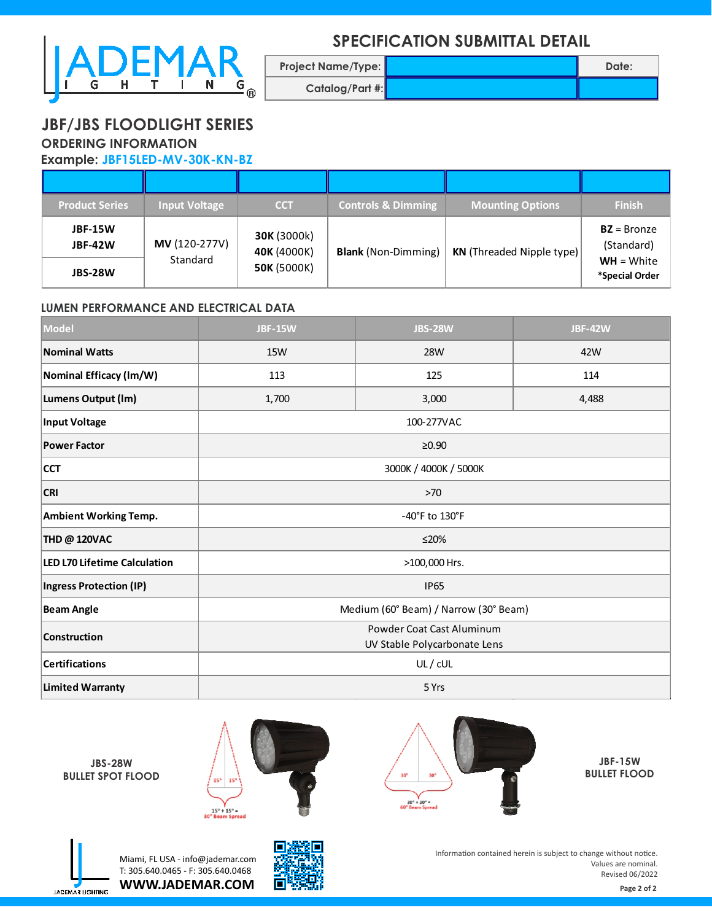## SPECIFICATION SUBMITTAL DETAIL

| | | | |
|---|---|---|---|
| Project Name/Type: | | Date: | |
| Catalog/Part #: | | | |

# JBF/JBS FLOODLIGHT SERIES

## ORDERING INFORMATION

**Example: JBF15LED-MV-30K-KN-BZ**

| Product Series | Input Voltage | CCT | Controls & Dimming | Mounting Options | Finish |
|---|---|---|---|---|---|
| JBF-15W<br>JBF-42W<br>JBS-28W | **MV** (120-277V) Standard | **30K** (3000k)<br>**40K** (4000K)<br>**50K** (5000K) | **Blank** (Non-Dimming) | **KN** (Threaded Nipple type) | **BZ** = Bronze (Standard)<br>**WH** = White<br>***Special Order** |

## LUMEN PERFORMANCE AND ELECTRICAL DATA

| Model | JBF-15W | JBS-28W | JBF-42W |
|---|---|---|---|
| **Nominal Watts** | 15W | 28W | 42W |
| **Nominal Efficacy (lm/W)** | 113 | 125 | 114 |
| **Lumens Output (lm)** | 1,700 | 3,000 | 4,488 |
| **Input Voltage** | 100-277VAC | | |
| **Power Factor** | ≥0.90 | | |
| **CCT** | 3000K / 4000K / 5000K | | |
| **CRI** | >70 | | |
| **Ambient Working Temp.** | -40°F to 130°F | | |
| **THD @ 120VAC** | ≤20% | | |
| **LED L70 Lifetime Calculation** | >100,000 Hrs. | | |
| **Ingress Protection (IP)** | IP65 | | |
| **Beam Angle** | Medium (60° Beam) / Narrow (30° Beam) | | |
| **Construction** | Powder Coat Cast Aluminum<br>UV Stable Polycarbonate Lens | | |
| **Certifications** | UL / cUL | | |
| **Limited Warranty** | 5 Yrs | | |

**JBS-28W BULLET SPOT FLOOD**

15° 15°
15° + 15° = 30° Beam Spread

30° 30°
30° + 30° = 60° Beam Spread

**JBF-15W BULLET FLOOD**

Miami, FL USA - info@jademar.com
T: 305.640.0465 - F: 305.640.0468
**WWW.JADEMAR.COM**

Information contained herein is subject to change without notice.
Values are nominal.
Revised 06/2022